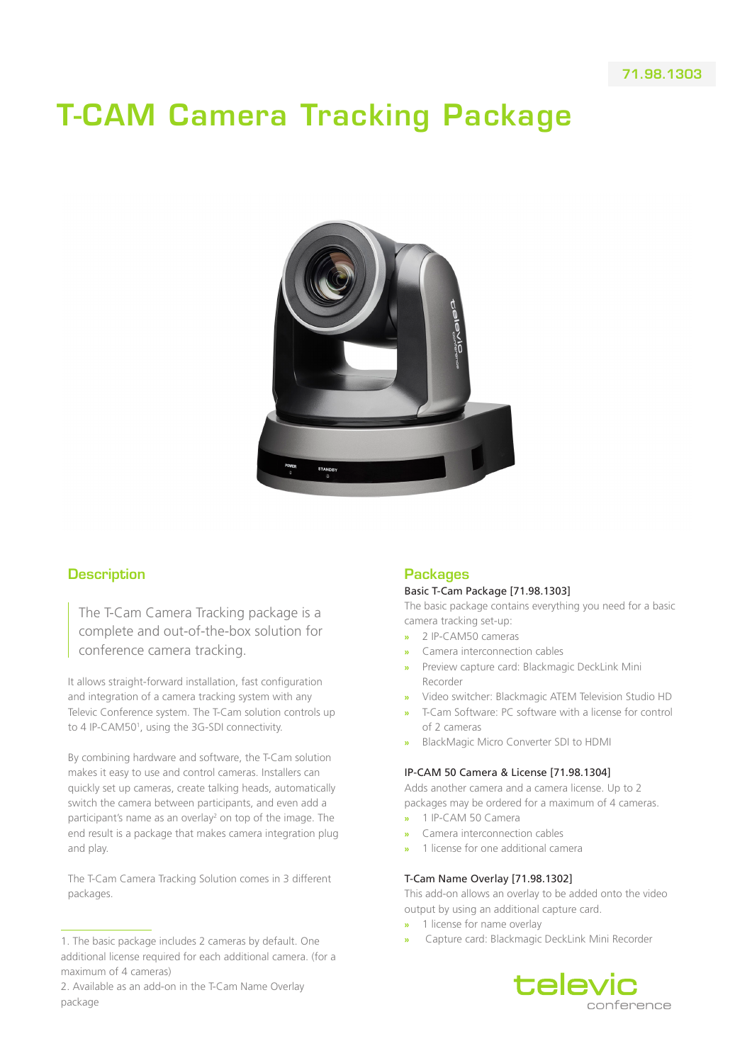71.98.1303

# T-CAM Camera Tracking Package

## Description

> The T-Cam Camera Tracking package is a complete and out-of-the-box solution for conference camera tracking.

It allows straight-forward installation, fast configuration and integration of a camera tracking system with any Televic Conference system. The T-Cam solution controls up to 4 IP-CAM50[1], using the 3G-SDI connectivity.

By combining hardware and software, the T-Cam solution makes it easy to use and control cameras. Installers can quickly set up cameras, create talking heads, automatically switch the camera between participants, and even add a participant's name as an overlay[2] on top of the image. The end result is a package that makes camera integration plug and play.

The T-Cam Camera Tracking Solution comes in 3 different packages.

1. The basic package includes 2 cameras by default. One additional license required for each additional camera. (for a maximum of 4 cameras)
2. Available as an add-on in the T-Cam Name Overlay package

## Packages

### Basic T-Cam Package [71.98.1303]

The basic package contains everything you need for a basic camera tracking set-up:

- 2 IP-CAM50 cameras
- Camera interconnection cables
- Preview capture card: Blackmagic DeckLink Mini Recorder
- Video switcher: Blackmagic ATEM Television Studio HD
- T-Cam Software: PC software with a license for control of 2 cameras
- BlackMagic Micro Converter SDI to HDMI

### IP-CAM 50 Camera & License [71.98.1304]

Adds another camera and a camera license. Up to 2 packages may be ordered for a maximum of 4 cameras.

- 1 IP-CAM 50 Camera
- Camera interconnection cables
- 1 license for one additional camera

### T-Cam Name Overlay [71.98.1302]

This add-on allows an overlay to be added onto the video output by using an additional capture card.

- 1 license for name overlay
- Capture card: Blackmagic DeckLink Mini Recorder

televic conference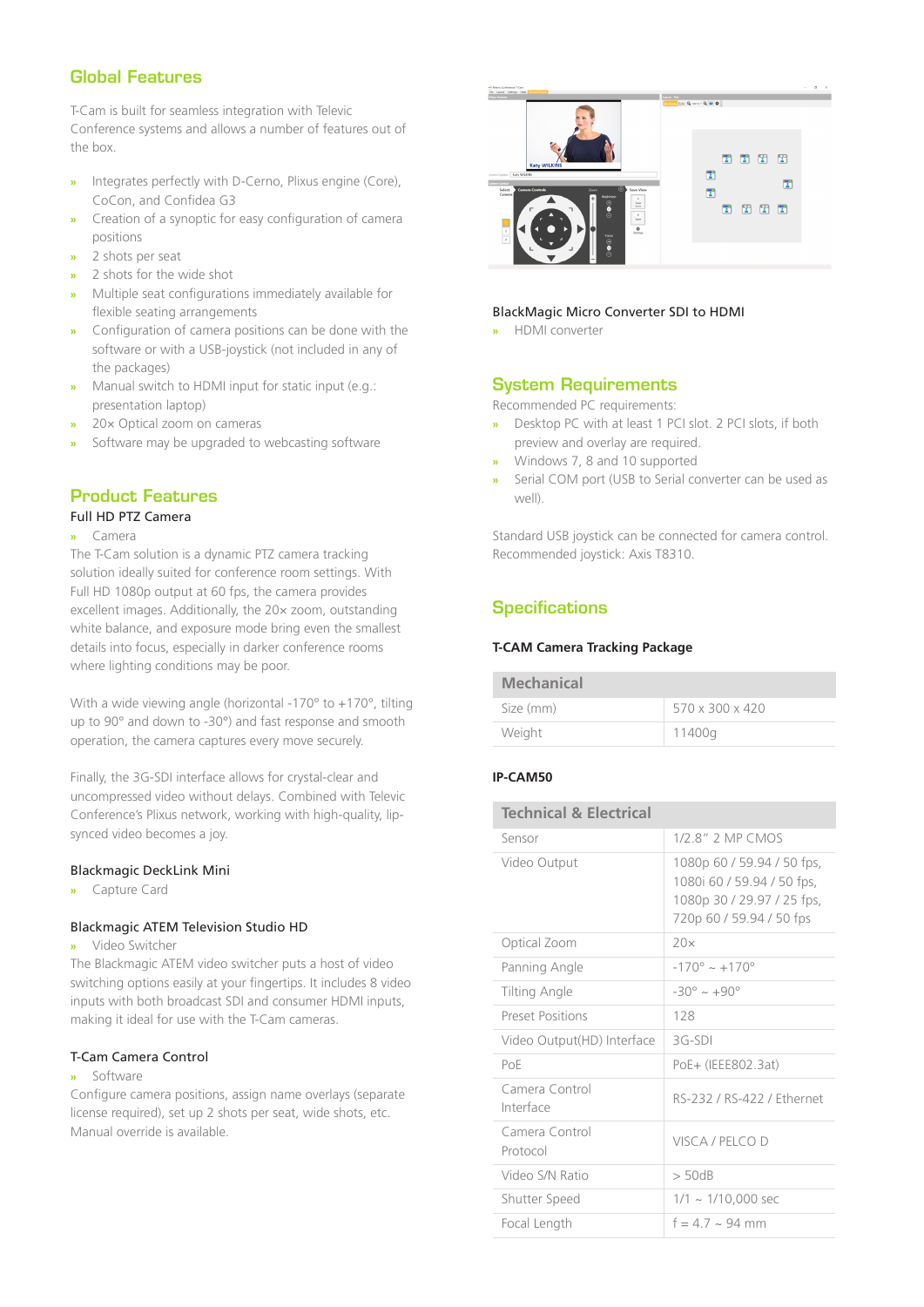## Global Features

T-Cam is built for seamless integration with Televic Conference systems and allows a number of features out of the box.

- Integrates perfectly with D-Cerno, Plixus engine (Core), CoCon, and Confidea G3
- Creation of a synoptic for easy configuration of camera positions
- 2 shots per seat
- 2 shots for the wide shot
- Multiple seat configurations immediately available for flexible seating arrangements
- Configuration of camera positions can be done with the software or with a USB-joystick (not included in any of the packages)
- Manual switch to HDMI input for static input (e.g.: presentation laptop)
- 20× Optical zoom on cameras
- Software may be upgraded to webcasting software

## Product Features

Full HD PTZ Camera

- Camera

The T-Cam solution is a dynamic PTZ camera tracking solution ideally suited for conference room settings. With Full HD 1080p output at 60 fps, the camera provides excellent images. Additionally, the 20× zoom, outstanding white balance, and exposure mode bring even the smallest details into focus, especially in darker conference rooms where lighting conditions may be poor.

With a wide viewing angle (horizontal -170° to +170°, tilting up to 90° and down to -30°) and fast response and smooth operation, the camera captures every move securely.

Finally, the 3G-SDI interface allows for crystal-clear and uncompressed video without delays. Combined with Televic Conference's Plixus network, working with high-quality, lip-synced video becomes a joy.

Blackmagic DeckLink Mini

- Capture Card

Blackmagic ATEM Television Studio HD

- Video Switcher

The Blackmagic ATEM video switcher puts a host of video switching options easily at your fingertips. It includes 8 video inputs with both broadcast SDI and consumer HDMI inputs, making it ideal for use with the T-Cam cameras.

T-Cam Camera Control

- Software

Configure camera positions, assign name overlays (separate license required), set up 2 shots per seat, wide shots, etc. Manual override is available.

BlackMagic Micro Converter SDI to HDMI

- HDMI converter

## System Requirements

Recommended PC requirements:

- Desktop PC with at least 1 PCI slot. 2 PCI slots, if both preview and overlay are required.
- Windows 7, 8 and 10 supported
- Serial COM port (USB to Serial converter can be used as well).

Standard USB joystick can be connected for camera control. Recommended joystick: Axis T8310.

## Specifications

**T-CAM Camera Tracking Package**

| Mechanical | |
|---|---|
| Size (mm) | 570 x 300 x 420 |
| Weight | 11400g |

**IP-CAM50**

| Technical & Electrical | |
|---|---|
| Sensor | 1/2.8" 2 MP CMOS |
| Video Output | 1080p 60 / 59.94 / 50 fps, 1080i 60 / 59.94 / 50 fps, 1080p 30 / 29.97 / 25 fps, 720p 60 / 59.94 / 50 fps |
| Optical Zoom | 20× |
| Panning Angle | -170° ~ +170° |
| Tilting Angle | -30° ~ +90° |
| Preset Positions | 128 |
| Video Output(HD) Interface | 3G-SDI |
| PoE | PoE+ (IEEE802.3at) |
| Camera Control Interface | RS-232 / RS-422 / Ethernet |
| Camera Control Protocol | VISCA / PELCO D |
| Video S/N Ratio | > 50dB |
| Shutter Speed | 1/1 ~ 1/10,000 sec |
| Focal Length | f = 4.7 ~ 94 mm |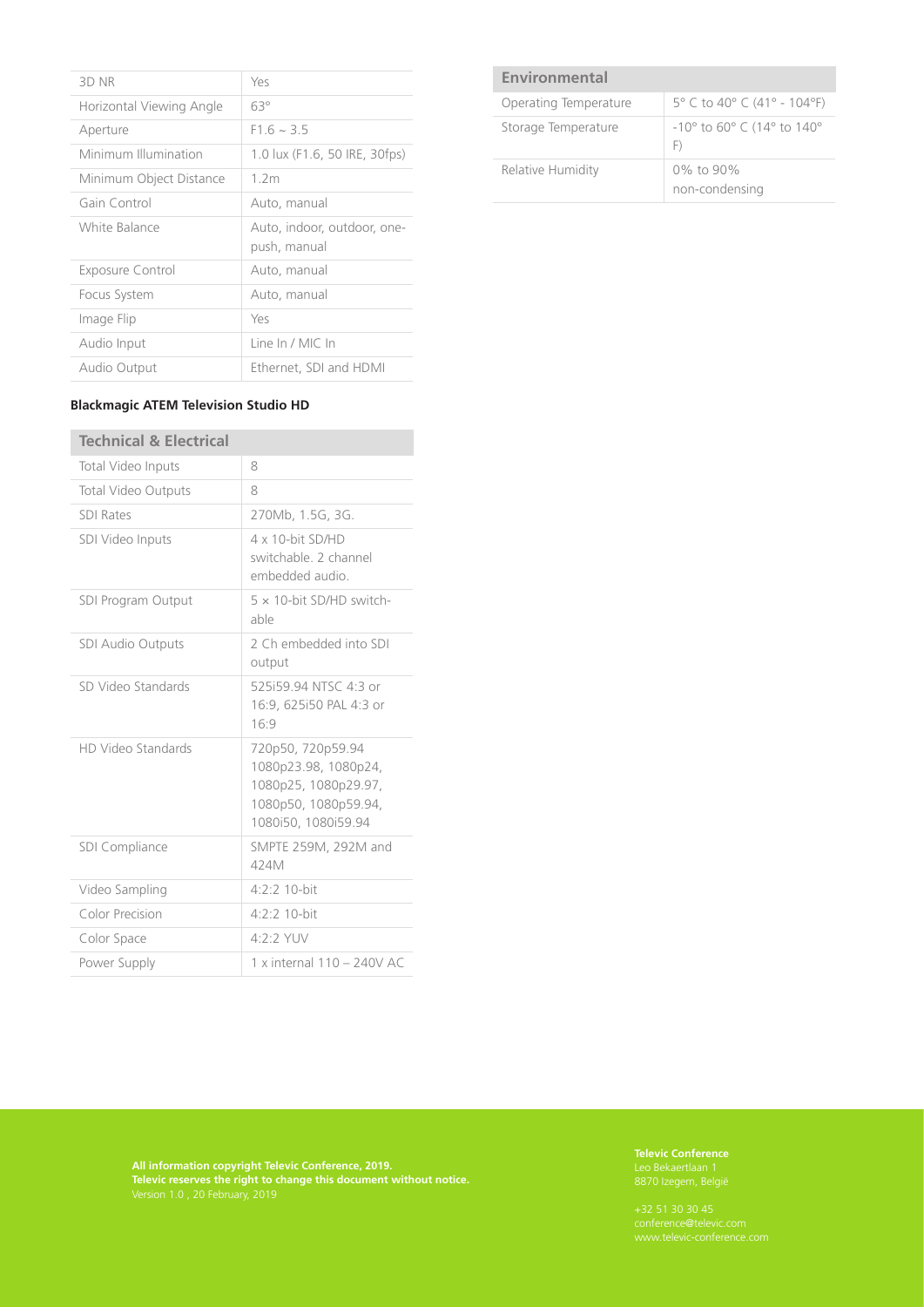| | |
|---|---|
| 3D NR | Yes |
| Horizontal Viewing Angle | 63° |
| Aperture | F1.6 ~ 3.5 |
| Minimum Illumination | 1.0 lux (F1.6, 50 IRE, 30fps) |
| Minimum Object Distance | 1.2m |
| Gain Control | Auto, manual |
| White Balance | Auto, indoor, outdoor, one-push, manual |
| Exposure Control | Auto, manual |
| Focus System | Auto, manual |
| Image Flip | Yes |
| Audio Input | Line In / MIC In |
| Audio Output | Ethernet, SDI and HDMI |

**Blackmagic ATEM Television Studio HD**

| Technical & Electrical | |
|---|---|
| Total Video Inputs | 8 |
| Total Video Outputs | 8 |
| SDI Rates | 270Mb, 1.5G, 3G. |
| SDI Video Inputs | 4 x 10-bit SD/HD switchable. 2 channel embedded audio. |
| SDI Program Output | 5 × 10-bit SD/HD switchable |
| SDI Audio Outputs | 2 Ch embedded into SDI output |
| SD Video Standards | 525i59.94 NTSC 4:3 or 16:9, 625i50 PAL 4:3 or 16:9 |
| HD Video Standards | 720p50, 720p59.94 1080p23.98, 1080p24, 1080p25, 1080p29.97, 1080p50, 1080p59.94, 1080i50, 1080i59.94 |
| SDI Compliance | SMPTE 259M, 292M and 424M |
| Video Sampling | 4:2:2 10-bit |
| Color Precision | 4:2:2 10-bit |
| Color Space | 4:2:2 YUV |
| Power Supply | 1 x internal 110 – 240V AC |

| Environmental | |
|---|---|
| Operating Temperature | 5° C to 40° C (41° - 104°F) |
| Storage Temperature | -10° to 60° C (14° to 140° F) |
| Relative Humidity | 0% to 90% non-condensing |

**All information copyright Televic Conference, 2019.**
**Televic reserves the right to change this document without notice.**
Version 1.0 , 20 February, 2019

**Televic Conference**
Leo Bekaertlaan 1
8870 Izegem, België

+32 51 30 30 45
conference@televic.com
www.televic-conference.com